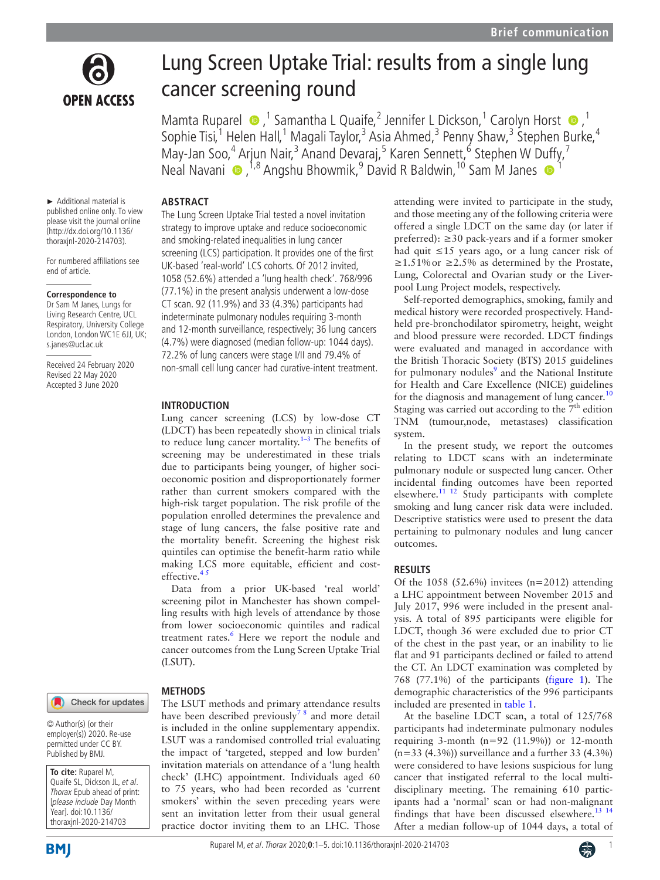# Lung Screen Uptake Trial: results from a single lung cancer screening round

Mamta Ruparel,[1] Samantha L Quaife,[2] Jennifer L Dickson,[1] Carolyn Horst,[1] Sophie Tisi,[1] Helen Hall,[1] Magali Taylor,[3] Asia Ahmed,[3] Penny Shaw,[3] Stephen Burke,[4] May-Jan Soo,[4] Arjun Nair,[3] Anand Devaraj,[5] Karen Sennett,[6] Stephen W Duffy,[7] Neal Navani,[1,8] Angshu Bhowmik,[9] David R Baldwin,[10] Sam M Janes[1]

► Additional material is published online only. To view please visit the journal online (http://dx.doi.org/10.1136/thoraxjnl-2020-214703).

For numbered affiliations see end of article.

**Correspondence to**
Dr Sam M Janes, Lungs for Living Research Centre, UCL Respiratory, University College London, London WC1E 6JJ, UK; s.janes@ucl.ac.uk

Received 24 February 2020
Revised 22 May 2020
Accepted 3 June 2020

© Author(s) (or their employer(s)) 2020. Re-use permitted under CC BY. Published by BMJ.

**To cite:** Ruparel M, Quaife SL, Dickson JL, *et al*. *Thorax* Epub ahead of print: [*please include* Day Month Year]. doi:10.1136/thoraxjnl-2020-214703

## ABSTRACT

The Lung Screen Uptake Trial tested a novel invitation strategy to improve uptake and reduce socioeconomic and smoking-related inequalities in lung cancer screening (LCS) participation. It provides one of the first UK-based 'real-world' LCS cohorts. Of 2012 invited, 1058 (52.6%) attended a 'lung health check'. 768/996 (77.1%) in the present analysis underwent a low-dose CT scan. 92 (11.9%) and 33 (4.3%) participants had indeterminate pulmonary nodules requiring 3-month and 12-month surveillance, respectively; 36 lung cancers (4.7%) were diagnosed (median follow-up: 1044 days). 72.2% of lung cancers were stage I/II and 79.4% of non-small cell lung cancer had curative-intent treatment.

## INTRODUCTION

Lung cancer screening (LCS) by low-dose CT (LDCT) has been repeatedly shown in clinical trials to reduce lung cancer mortality.[1–3] The benefits of screening may be underestimated in these trials due to participants being younger, of higher socioeconomic position and disproportionately former rather than current smokers compared with the high-risk target population. The risk profile of the population enrolled determines the prevalence and stage of lung cancers, the false positive rate and the mortality benefit. Screening the highest risk quintiles can optimise the benefit-harm ratio while making LCS more equitable, efficient and cost-effective.[4,5]

Data from a prior UK-based 'real world' screening pilot in Manchester has shown compelling results with high levels of attendance by those from lower socioeconomic quintiles and radical treatment rates.[6] Here we report the nodule and cancer outcomes from the Lung Screen Uptake Trial (LSUT).

## METHODS

The LSUT methods and primary attendance results have been described previously[7,8] and more detail is included in the online supplementary appendix. LSUT was a randomised controlled trial evaluating the impact of 'targeted, stepped and low burden' invitation materials on attendance of a 'lung health check' (LHC) appointment. Individuals aged 60 to 75 years, who had been recorded as 'current smokers' within the seven preceding years were sent an invitation letter from their usual general practice doctor inviting them to an LHC. Those attending were invited to participate in the study, and those meeting any of the following criteria were offered a single LDCT on the same day (or later if preferred): ≥30 pack-years and if a former smoker had quit ≤15 years ago, or a lung cancer risk of ≥1.51% or ≥2.5% as determined by the Prostate, Lung, Colorectal and Ovarian study or the Liverpool Lung Project models, respectively.

Self-reported demographics, smoking, family and medical history were recorded prospectively. Handheld pre-bronchodilator spirometry, height, weight and blood pressure were recorded. LDCT findings were evaluated and managed in accordance with the British Thoracic Society (BTS) 2015 guidelines for pulmonary nodules[9] and the National Institute for Health and Care Excellence (NICE) guidelines for the diagnosis and management of lung cancer.[10] Staging was carried out according to the 7[th] edition TNM (tumour,node, metastases) classification system.

In the present study, we report the outcomes relating to LDCT scans with an indeterminate pulmonary nodule or suspected lung cancer. Other incidental finding outcomes have been reported elsewhere.[11,12] Study participants with complete smoking and lung cancer risk data were included. Descriptive statistics were used to present the data pertaining to pulmonary nodules and lung cancer outcomes.

## RESULTS

Of the 1058 (52.6%) invitees (n=2012) attending a LHC appointment between November 2015 and July 2017, 996 were included in the present analysis. A total of 895 participants were eligible for LDCT, though 36 were excluded due to prior CT of the chest in the past year, or an inability to lie flat and 91 participants declined or failed to attend the CT. An LDCT examination was completed by 768 (77.1%) of the participants (figure 1). The demographic characteristics of the 996 participants included are presented in table 1.

At the baseline LDCT scan, a total of 125/768 participants had indeterminate pulmonary nodules requiring 3-month (n=92 (11.9%)) or 12-month (n=33 (4.3%)) surveillance and a further 33 (4.3%) were considered to have lesions suspicious for lung cancer that instigated referral to the local multidisciplinary meeting. The remaining 610 participants had a 'normal' scan or had non-malignant findings that have been discussed elsewhere.[13,14] After a median follow-up of 1044 days, a total of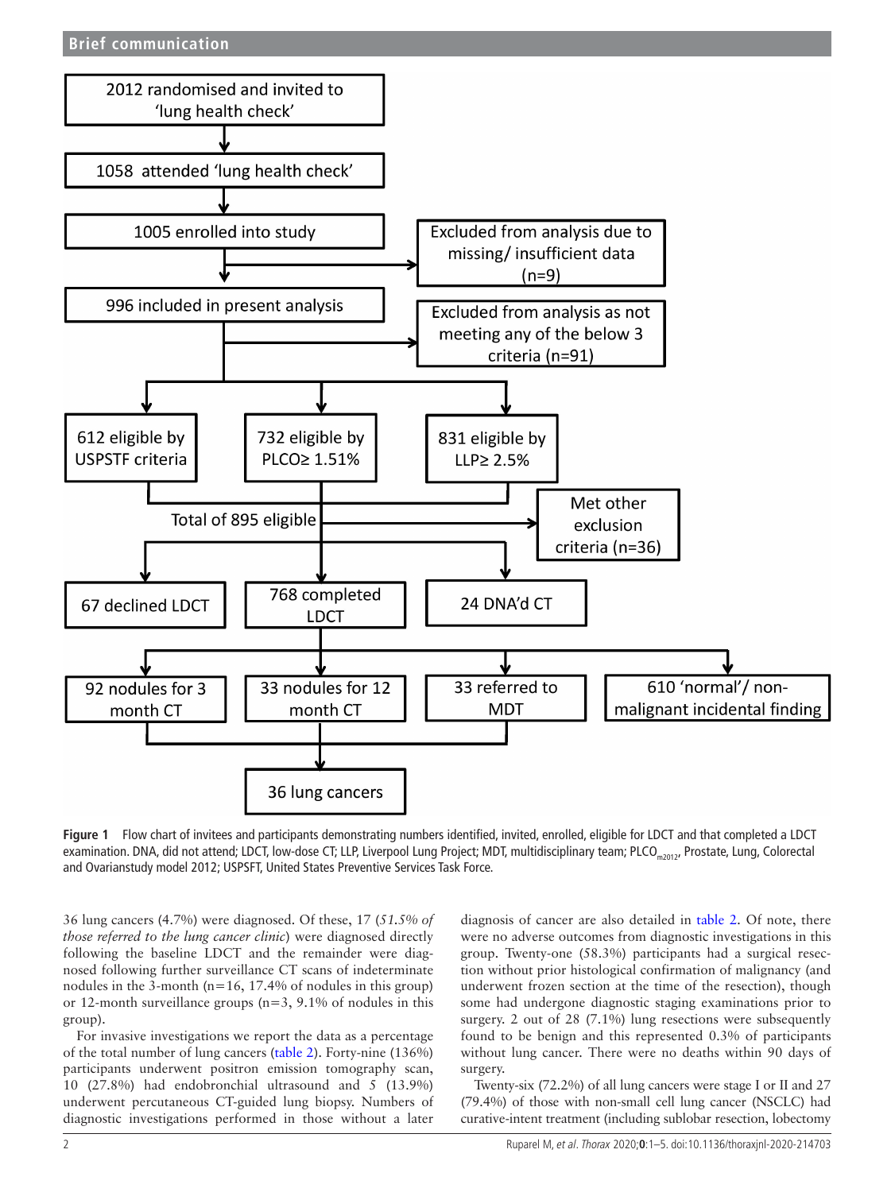2012 randomised and invited to 'lung health check'

1058 attended 'lung health check'

1005 enrolled into study

Excluded from analysis due to missing/ insufficient data (n=9)

996 included in present analysis

Excluded from analysis as not meeting any of the below 3 criteria (n=91)

612 eligible by USPSTF criteria

732 eligible by PLCO≥ 1.51%

831 eligible by LLP≥ 2.5%

Total of 895 eligible

Met other exclusion criteria (n=36)

67 declined LDCT

768 completed LDCT

24 DNA'd CT

92 nodules for 3 month CT

33 nodules for 12 month CT

33 referred to MDT

610 'normal'/ non-malignant incidental finding

36 lung cancers

**Figure 1** Flow chart of invitees and participants demonstrating numbers identified, invited, enrolled, eligible for LDCT and that completed a LDCT examination. DNA, did not attend; LDCT, low-dose CT; LLP, Liverpool Lung Project; MDT, multidisciplinary team; PLCO$_{m2012}$, Prostate, Lung, Colorectal and Ovarianstudy model 2012; USPSFT, United States Preventive Services Task Force.

36 lung cancers (4.7%) were diagnosed. Of these, 17 (*51.5% of those referred to the lung cancer clinic*) were diagnosed directly following the baseline LDCT and the remainder were diagnosed following further surveillance CT scans of indeterminate nodules in the 3-month (n=16, 17.4% of nodules in this group) or 12-month surveillance groups (n=3, 9.1% of nodules in this group).

For invasive investigations we report the data as a percentage of the total number of lung cancers (table 2). Forty-nine (136%) participants underwent positron emission tomography scan, 10 (27.8%) had endobronchial ultrasound and 5 (13.9%) underwent percutaneous CT-guided lung biopsy. Numbers of diagnostic investigations performed in those without a later diagnosis of cancer are also detailed in table 2. Of note, there were no adverse outcomes from diagnostic investigations in this group. Twenty-one (58.3%) participants had a surgical resection without prior histological confirmation of malignancy (and underwent frozen section at the time of the resection), though some had undergone diagnostic staging examinations prior to surgery. 2 out of 28 (7.1%) lung resections were subsequently found to be benign and this represented 0.3% of participants without lung cancer. There were no deaths within 90 days of surgery.

Twenty-six (72.2%) of all lung cancers were stage I or II and 27 (79.4%) of those with non-small cell lung cancer (NSCLC) had curative-intent treatment (including sublobar resection, lobectomy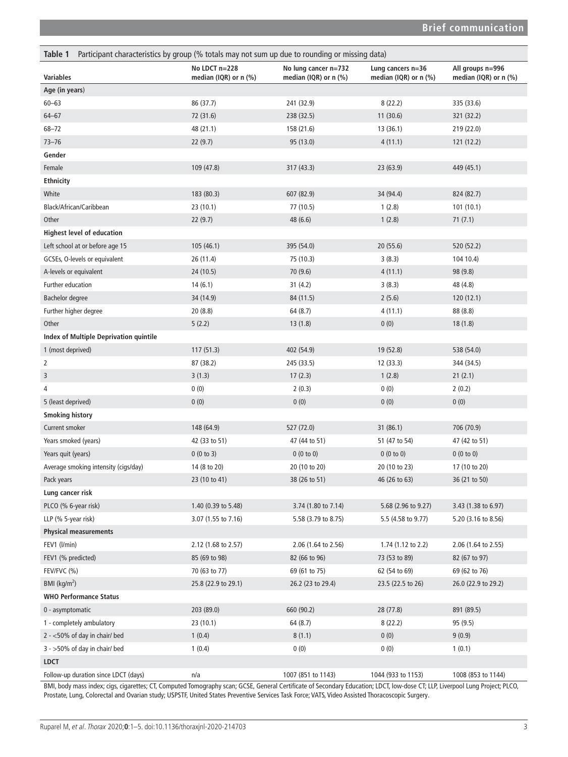**Table 1** Participant characteristics by group (% totals may not sum up due to rounding or missing data)

| Variables | No LDCT n=228 median (IQR) or n (%) | No lung cancer n=732 median (IQR) or n (%) | Lung cancers n=36 median (IQR) or n (%) | All groups n=996 median (IQR) or n (%) |
|---|---|---|---|---|
| **Age (in years)** | | | | |
| 60–63 | 86 (37.7) | 241 (32.9) | 8 (22.2) | 335 (33.6) |
| 64–67 | 72 (31.6) | 238 (32.5) | 11 (30.6) | 321 (32.2) |
| 68–72 | 48 (21.1) | 158 (21.6) | 13 (36.1) | 219 (22.0) |
| 73–76 | 22 (9.7) | 95 (13.0) | 4 (11.1) | 121 (12.2) |
| **Gender** | | | | |
| Female | 109 (47.8) | 317 (43.3) | 23 (63.9) | 449 (45.1) |
| **Ethnicity** | | | | |
| White | 183 (80.3) | 607 (82.9) | 34 (94.4) | 824 (82.7) |
| Black/African/Caribbean | 23 (10.1) | 77 (10.5) | 1 (2.8) | 101 (10.1) |
| Other | 22 (9.7) | 48 (6.6) | 1 (2.8) | 71 (7.1) |
| **Highest level of education** | | | | |
| Left school at or before age 15 | 105 (46.1) | 395 (54.0) | 20 (55.6) | 520 (52.2) |
| GCSEs, O-levels or equivalent | 26 (11.4) | 75 (10.3) | 3 (8.3) | 104 10.4) |
| A-levels or equivalent | 24 (10.5) | 70 (9.6) | 4 (11.1) | 98 (9.8) |
| Further education | 14 (6.1) | 31 (4.2) | 3 (8.3) | 48 (4.8) |
| Bachelor degree | 34 (14.9) | 84 (11.5) | 2 (5.6) | 120 (12.1) |
| Further higher degree | 20 (8.8) | 64 (8.7) | 4 (11.1) | 88 (8.8) |
| Other | 5 (2.2) | 13 (1.8) | 0 (0) | 18 (1.8) |
| **Index of Multiple Deprivation quintile** | | | | |
| 1 (most deprived) | 117 (51.3) | 402 (54.9) | 19 (52.8) | 538 (54.0) |
| 2 | 87 (38.2) | 245 (33.5) | 12 (33.3) | 344 (34.5) |
| 3 | 3 (1.3) | 17 (2.3) | 1 (2.8) | 21 (2.1) |
| 4 | 0 (0) | 2 (0.3) | 0 (0) | 2 (0.2) |
| 5 (least deprived) | 0 (0) | 0 (0) | 0 (0) | 0 (0) |
| **Smoking history** | | | | |
| Current smoker | 148 (64.9) | 527 (72.0) | 31 (86.1) | 706 (70.9) |
| Years smoked (years) | 42 (33 to 51) | 47 (44 to 51) | 51 (47 to 54) | 47 (42 to 51) |
| Years quit (years) | 0 (0 to 3) | 0 (0 to 0) | 0 (0 to 0) | 0 (0 to 0) |
| Average smoking intensity (cigs/day) | 14 (8 to 20) | 20 (10 to 20) | 20 (10 to 23) | 17 (10 to 20) |
| Pack years | 23 (10 to 41) | 38 (26 to 51) | 46 (26 to 63) | 36 (21 to 50) |
| **Lung cancer risk** | | | | |
| PLCO (% 6-year risk) | 1.40 (0.39 to 5.48) | 3.74 (1.80 to 7.14) | 5.68 (2.96 to 9.27) | 3.43 (1.38 to 6.97) |
| LLP (% 5-year risk) | 3.07 (1.55 to 7.16) | 5.58 (3.79 to 8.75) | 5.5 (4.58 to 9.77) | 5.20 (3.16 to 8.56) |
| **Physical measurements** | | | | |
| FEV1 (l/min) | 2.12 (1.68 to 2.57) | 2.06 (1.64 to 2.56) | 1.74 (1.12 to 2.2) | 2.06 (1.64 to 2.55) |
| FEV1 (% predicted) | 85 (69 to 98) | 82 (66 to 96) | 73 (53 to 89) | 82 (67 to 97) |
| FEV/FVC (%) | 70 (63 to 77) | 69 (61 to 75) | 62 (54 to 69) | 69 (62 to 76) |
| BMI (kg/m$^2$) | 25.8 (22.9 to 29.1) | 26.2 (23 to 29.4) | 23.5 (22.5 to 26) | 26.0 (22.9 to 29.2) |
| **WHO Performance Status** | | | | |
| 0 - asymptomatic | 203 (89.0) | 660 (90.2) | 28 (77.8) | 891 (89.5) |
| 1 - completely ambulatory | 23 (10.1) | 64 (8.7) | 8 (22.2) | 95 (9.5) |
| 2 - <50% of day in chair/ bed | 1 (0.4) | 8 (1.1) | 0 (0) | 9 (0.9) |
| 3 - >50% of day in chair/ bed | 1 (0.4) | 0 (0) | 0 (0) | 1 (0.1) |
| **LDCT** | | | | |
| Follow-up duration since LDCT (days) | n/a | 1007 (851 to 1143) | 1044 (933 to 1153) | 1008 (853 to 1144) |

BMI, body mass index; cigs, cigarettes; CT, Computed Tomography scan; GCSE, General Certificate of Secondary Education; LDCT, low-dose CT; LLP, Liverpool Lung Project; PLCO, Prostate, Lung, Colorectal and Ovarian study; USPSTF, United States Preventive Services Task Force; VATS, Video Assisted Thoracoscopic Surgery.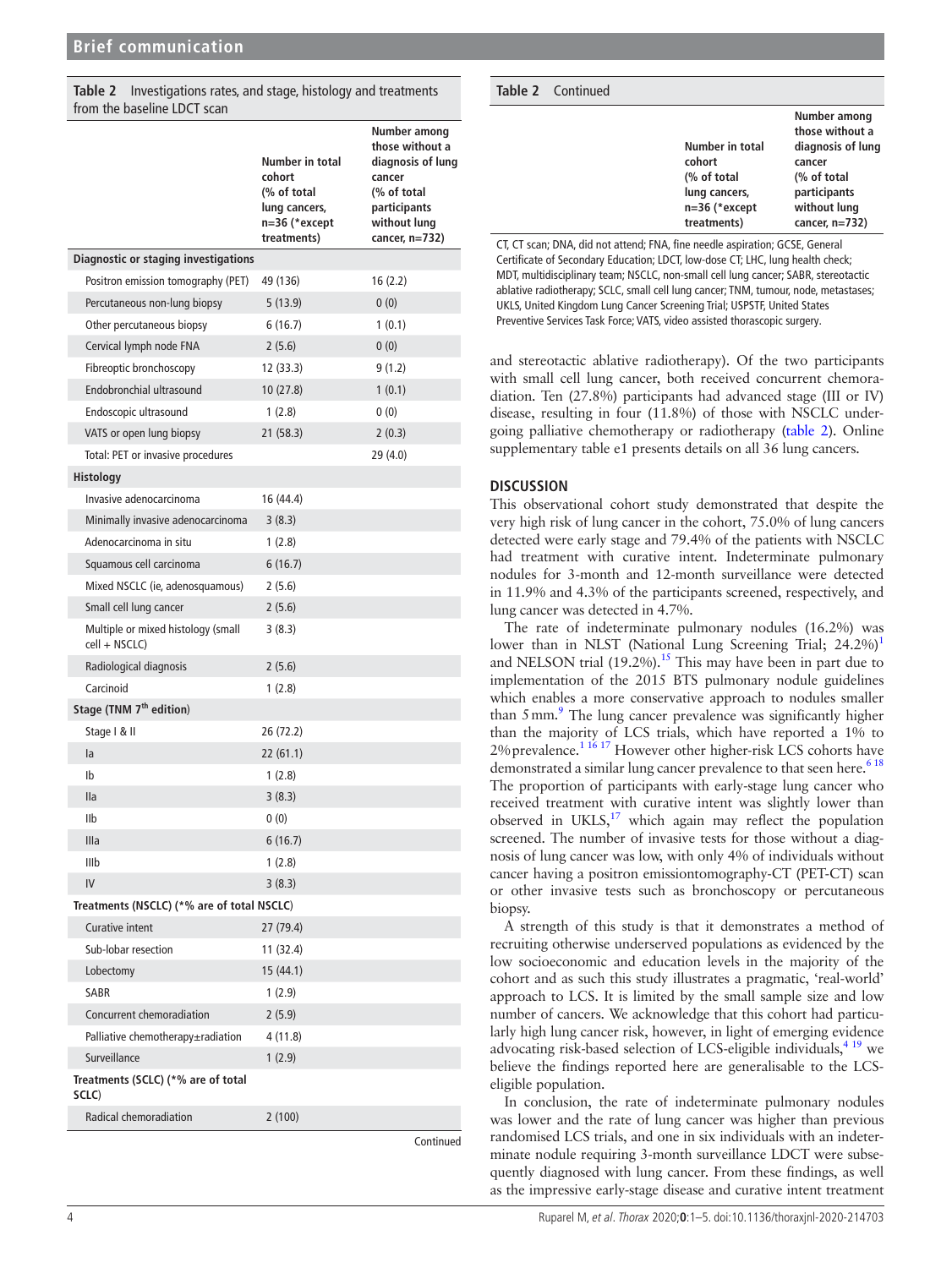**Table 2** Investigations rates, and stage, histology and treatments from the baseline LDCT scan

| | Number in total cohort (% of total lung cancers, n=36 (*except treatments) | Number among those without a diagnosis of lung cancer (% of total participants without lung cancer, n=732) |
|---|---|---|
| **Diagnostic or staging investigations** | | |
| Positron emission tomography (PET) | 49 (136) | 16 (2.2) |
| Percutaneous non-lung biopsy | 5 (13.9) | 0 (0) |
| Other percutaneous biopsy | 6 (16.7) | 1 (0.1) |
| Cervical lymph node FNA | 2 (5.6) | 0 (0) |
| Fibreoptic bronchoscopy | 12 (33.3) | 9 (1.2) |
| Endobronchial ultrasound | 10 (27.8) | 1 (0.1) |
| Endoscopic ultrasound | 1 (2.8) | 0 (0) |
| VATS or open lung biopsy | 21 (58.3) | 2 (0.3) |
| Total: PET or invasive procedures | | 29 (4.0) |
| **Histology** | | |
| Invasive adenocarcinoma | 16 (44.4) | |
| Minimally invasive adenocarcinoma | 3 (8.3) | |
| Adenocarcinoma in situ | 1 (2.8) | |
| Squamous cell carcinoma | 6 (16.7) | |
| Mixed NSCLC (ie, adenosquamous) | 2 (5.6) | |
| Small cell lung cancer | 2 (5.6) | |
| Multiple or mixed histology (small cell + NSCLC) | 3 (8.3) | |
| Radiological diagnosis | 2 (5.6) | |
| Carcinoid | 1 (2.8) | |
| **Stage (TNM 7th edition)** | | |
| Stage I & II | 26 (72.2) | |
| Ia | 22 (61.1) | |
| Ib | 1 (2.8) | |
| IIa | 3 (8.3) | |
| IIb | 0 (0) | |
| IIIa | 6 (16.7) | |
| IIIb | 1 (2.8) | |
| IV | 3 (8.3) | |
| **Treatments (NSCLC) (*% are of total NSCLC)** | | |
| Curative intent | 27 (79.4) | |
| Sub-lobar resection | 11 (32.4) | |
| Lobectomy | 15 (44.1) | |
| SABR | 1 (2.9) | |
| Concurrent chemoradiation | 2 (5.9) | |
| Palliative chemotherapy±radiation | 4 (11.8) | |
| Surveillance | 1 (2.9) | |
| **Treatments (SCLC) (*% are of total SCLC)** | | |
| Radical chemoradiation | 2 (100) | |

CT, CT scan; DNA, did not attend; FNA, fine needle aspiration; GCSE, General Certificate of Secondary Education; LDCT, low-dose CT; LHC, lung health check; MDT, multidisciplinary team; NSCLC, non-small cell lung cancer; SABR, stereotactic ablative radiotherapy; SCLC, small cell lung cancer; TNM, tumour, node, metastases; UKLS, United Kingdom Lung Cancer Screening Trial; USPSTF, United States Preventive Services Task Force; VATS, video assisted thorascopic surgery.

and stereotactic ablative radiotherapy). Of the two participants with small cell lung cancer, both received concurrent chemoradiation. Ten (27.8%) participants had advanced stage (III or IV) disease, resulting in four (11.8%) of those with NSCLC undergoing palliative chemotherapy or radiotherapy (table 2). Online supplementary table e1 presents details on all 36 lung cancers.

## DISCUSSION

This observational cohort study demonstrated that despite the very high risk of lung cancer in the cohort, 75.0% of lung cancers detected were early stage and 79.4% of the patients with NSCLC had treatment with curative intent. Indeterminate pulmonary nodules for 3-month and 12-month surveillance were detected in 11.9% and 4.3% of the participants screened, respectively, and lung cancer was detected in 4.7%.

The rate of indeterminate pulmonary nodules (16.2%) was lower than in NLST (National Lung Screening Trial; 24.2%)[1] and NELSON trial (19.2%).[15] This may have been in part due to implementation of the 2015 BTS pulmonary nodule guidelines which enables a more conservative approach to nodules smaller than 5 mm.[9] The lung cancer prevalence was significantly higher than the majority of LCS trials, which have reported a 1% to 2% prevalence.[1 16 17] However other higher-risk LCS cohorts have demonstrated a similar lung cancer prevalence to that seen here.[6 18] The proportion of participants with early-stage lung cancer who received treatment with curative intent was slightly lower than observed in UKLS,[17] which again may reflect the population screened. The number of invasive tests for those without a diagnosis of lung cancer was low, with only 4% of individuals without cancer having a positron emissiontomography-CT (PET-CT) scan or other invasive tests such as bronchoscopy or percutaneous biopsy.

A strength of this study is that it demonstrates a method of recruiting otherwise underserved populations as evidenced by the low socioeconomic and education levels in the majority of the cohort and as such this study illustrates a pragmatic, 'real-world' approach to LCS. It is limited by the small sample size and low number of cancers. We acknowledge that this cohort had particularly high lung cancer risk, however, in light of emerging evidence advocating risk-based selection of LCS-eligible individuals,[4 19] we believe the findings reported here are generalisable to the LCS-eligible population.

In conclusion, the rate of indeterminate pulmonary nodules was lower and the rate of lung cancer was higher than previous randomised LCS trials, and one in six individuals with an indeterminate nodule requiring 3-month surveillance LDCT were subsequently diagnosed with lung cancer. From these findings, as well as the impressive early-stage disease and curative intent treatment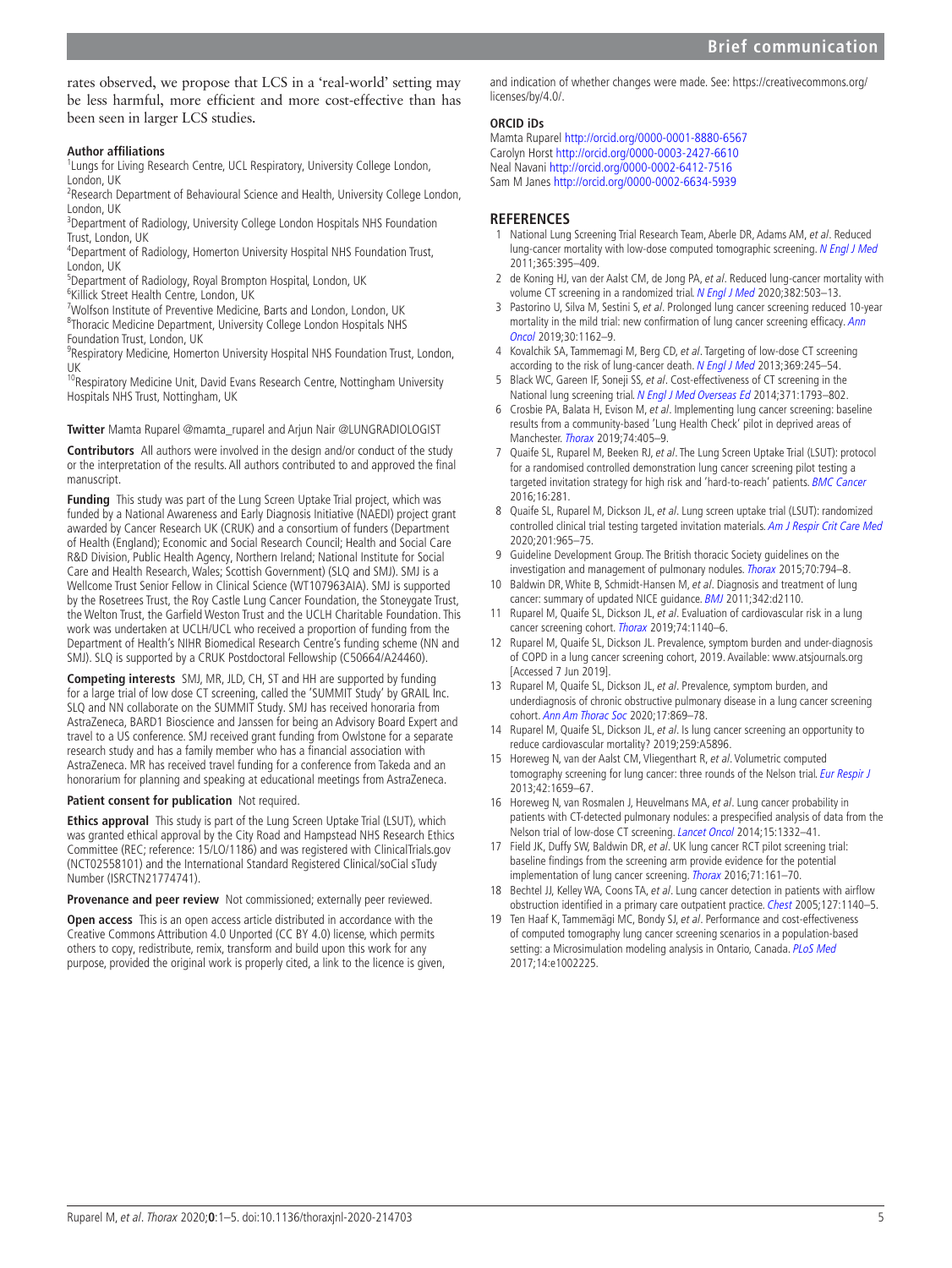rates observed, we propose that LCS in a 'real-world' setting may be less harmful, more efficient and more cost-effective than has been seen in larger LCS studies.

**Author affiliations**

[1]Lungs for Living Research Centre, UCL Respiratory, University College London, London, UK
[2]Research Department of Behavioural Science and Health, University College London, London, UK
[3]Department of Radiology, University College London Hospitals NHS Foundation Trust, London, UK
[4]Department of Radiology, Homerton University Hospital NHS Foundation Trust, London, UK
[5]Department of Radiology, Royal Brompton Hospital, London, UK
[6]Killick Street Health Centre, London, UK
[7]Wolfson Institute of Preventive Medicine, Barts and London, London, UK
[8]Thoracic Medicine Department, University College London Hospitals NHS Foundation Trust, London, UK
[9]Respiratory Medicine, Homerton University Hospital NHS Foundation Trust, London, UK
[10]Respiratory Medicine Unit, David Evans Research Centre, Nottingham University Hospitals NHS Trust, Nottingham, UK

**Twitter** Mamta Ruparel @mamta_ruparel and Arjun Nair @LUNGRADIOLOGIST

**Contributors** All authors were involved in the design and/or conduct of the study or the interpretation of the results. All authors contributed to and approved the final manuscript.

**Funding** This study was part of the Lung Screen Uptake Trial project, which was funded by a National Awareness and Early Diagnosis Initiative (NAEDI) project grant awarded by Cancer Research UK (CRUK) and a consortium of funders (Department of Health (England); Economic and Social Research Council; Health and Social Care R&D Division, Public Health Agency, Northern Ireland; National Institute for Social Care and Health Research, Wales; Scottish Government) (SLQ and SMJ). SMJ is a Wellcome Trust Senior Fellow in Clinical Science (WT107963AIA). SMJ is supported by the Rosetrees Trust, the Roy Castle Lung Cancer Foundation, the Stoneygate Trust, the Welton Trust, the Garfield Weston Trust and the UCLH Charitable Foundation. This work was undertaken at UCLH/UCL who received a proportion of funding from the Department of Health's NIHR Biomedical Research Centre's funding scheme (NN and SMJ). SLQ is supported by a CRUK Postdoctoral Fellowship (C50664/A24460).

**Competing interests** SMJ, MR, JLD, CH, ST and HH are supported by funding for a large trial of low dose CT screening, called the 'SUMMIT Study' by GRAIL Inc. SLQ and NN collaborate on the SUMMIT Study. SMJ has received honoraria from AstraZeneca, BARD1 Bioscience and Janssen for being an Advisory Board Expert and travel to a US conference. SMJ received grant funding from Owlstone for a separate research study and has a family member who has a financial association with AstraZeneca. MR has received travel funding for a conference from Takeda and an honorarium for planning and speaking at educational meetings from AstraZeneca.

**Patient consent for publication** Not required.

**Ethics approval** This study is part of the Lung Screen Uptake Trial (LSUT), which was granted ethical approval by the City Road and Hampstead NHS Research Ethics Committee (REC; reference: 15/LO/1186) and was registered with ClinicalTrials.gov (NCT02558101) and the International Standard Registered Clinical/soCial sTudy Number (ISRCTN21774741).

**Provenance and peer review** Not commissioned; externally peer reviewed.

**Open access** This is an open access article distributed in accordance with the Creative Commons Attribution 4.0 Unported (CC BY 4.0) license, which permits others to copy, redistribute, remix, transform and build upon this work for any purpose, provided the original work is properly cited, a link to the licence is given, and indication of whether changes were made. See: https://creativecommons.org/licenses/by/4.0/.

**ORCID iDs**

Mamta Ruparel http://orcid.org/0000-0001-8880-6567
Carolyn Horst http://orcid.org/0000-0003-2427-6610
Neal Navani http://orcid.org/0000-0002-6412-7516
Sam M Janes http://orcid.org/0000-0002-6634-5939

## REFERENCES

1. National Lung Screening Trial Research Team, Aberle DR, Adams AM, *et al*. Reduced lung-cancer mortality with low-dose computed tomographic screening. *N Engl J Med* 2011;365:395–409.
2. de Koning HJ, van der Aalst CM, de Jong PA, *et al*. Reduced lung-cancer mortality with volume CT screening in a randomized trial. *N Engl J Med* 2020;382:503–13.
3. Pastorino U, Silva M, Sestini S, *et al*. Prolonged lung cancer screening reduced 10-year mortality in the mild trial: new confirmation of lung cancer screening efficacy. *Ann Oncol* 2019;30:1162–9.
4. Kovalchik SA, Tammemagi M, Berg CD, *et al*. Targeting of low-dose CT screening according to the risk of lung-cancer death. *N Engl J Med* 2013;369:245–54.
5. Black WC, Gareen IF, Soneji SS, *et al*. Cost-effectiveness of CT screening in the National lung screening trial. *N Engl J Med Overseas Ed* 2014;371:1793–802.
6. Crosbie PA, Balata H, Evison M, *et al*. Implementing lung cancer screening: baseline results from a community-based 'Lung Health Check' pilot in deprived areas of Manchester. *Thorax* 2019;74:405–9.
7. Quaife SL, Ruparel M, Beeken RJ, *et al*. The Lung Screen Uptake Trial (LSUT): protocol for a randomised controlled demonstration lung cancer screening pilot testing a targeted invitation strategy for high risk and 'hard-to-reach' patients. *BMC Cancer* 2016;16:281.
8. Quaife SL, Ruparel M, Dickson JL, *et al*. Lung screen uptake trial (LSUT): randomized controlled clinical trial testing targeted invitation materials. *Am J Respir Crit Care Med* 2020;201:965–75.
9. Guideline Development Group. The British thoracic Society guidelines on the investigation and management of pulmonary nodules. *Thorax* 2015;70:794–8.
10. Baldwin DR, White B, Schmidt-Hansen M, *et al*. Diagnosis and treatment of lung cancer: summary of updated NICE guidance. *BMJ* 2011;342:d2110.
11. Ruparel M, Quaife SL, Dickson JL, *et al*. Evaluation of cardiovascular risk in a lung cancer screening cohort. *Thorax* 2019;74:1140–6.
12. Ruparel M, Quaife SL, Dickson JL. Prevalence, symptom burden and under-diagnosis of COPD in a lung cancer screening cohort, 2019. Available: www.atsjournals.org [Accessed 7 Jun 2019].
13. Ruparel M, Quaife SL, Dickson JL, *et al*. Prevalence, symptom burden, and underdiagnosis of chronic obstructive pulmonary disease in a lung cancer screening cohort. *Ann Am Thorac Soc* 2020;17:869–78.
14. Ruparel M, Quaife SL, Dickson JL, *et al*. Is lung cancer screening an opportunity to reduce cardiovascular mortality? 2019;259:A5896.
15. Horeweg N, van der Aalst CM, Vliegenthart R, *et al*. Volumetric computed tomography screening for lung cancer: three rounds of the Nelson trial. *Eur Respir J* 2013;42:1659–67.
16. Horeweg N, van Rosmalen J, Heuvelmans MA, *et al*. Lung cancer probability in patients with CT-detected pulmonary nodules: a prespecified analysis of data from the Nelson trial of low-dose CT screening. *Lancet Oncol* 2014;15:1332–41.
17. Field JK, Duffy SW, Baldwin DR, *et al*. UK lung cancer RCT pilot screening trial: baseline findings from the screening arm provide evidence for the potential implementation of lung cancer screening. *Thorax* 2016;71:161–70.
18. Bechtel JJ, Kelley WA, Coons TA, *et al*. Lung cancer detection in patients with airflow obstruction identified in a primary care outpatient practice. *Chest* 2005;127:1140–5.
19. Ten Haaf K, Tammemägi MC, Bondy SJ, *et al*. Performance and cost-effectiveness of computed tomography lung cancer screening scenarios in a population-based setting: a Microsimulation modeling analysis in Ontario, Canada. *PLoS Med* 2017;14:e1002225.